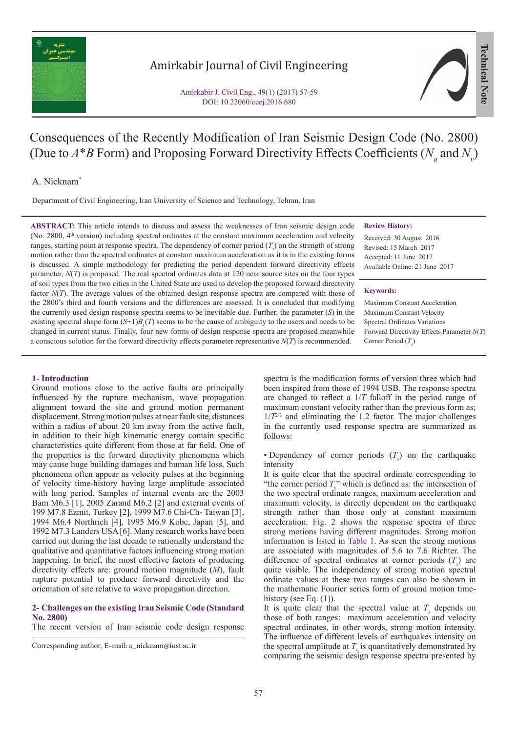# Consequences of the Recently Modification of Iran Seismic Design Code (No. 2800) (Due to $A*B$ Form) and Proposing Forward Directivity Effects Coefficients ($N_a$ and $N_v$)

A. Nicknam*

Department of Civil Engineering, Iran University of Science and Technology, Tehran, Iran

**ABSTRACT:** This article intends to discuss and assess the weaknesses of Iran seismic design code (No. 2800, 4th version) including spectral ordinates at the constant maximum acceleration and velocity ranges, starting point at response spectra. The dependency of corner period ($T_s$) on the strength of strong motion rather than the spectral ordinates at constant maximum acceleration as it is in the existing forms is discussed. A simple methodology for predicting the period dependent forward directivity effects parameter, $N(T)$ is proposed. The real spectral ordinates data at 120 near source sites on the four types of soil types from the two cities in the United State are used to develop the proposed forward directivity factor $N(T)$. The average values of the obtained design response spectra are compared with those of the 2800's third and fourth versions and the differences are assessed. It is concluded that modifying the currently used design response spectra seems to be inevitable due. Further, the parameter ($S$) in the existing spectral shape form $(S+1)B_1(T)$ seems to be the cause of ambiguity to the users and needs to be changed in current status. Finally, four new forms of design response spectra are proposed meanwhile a conscious solution for the forward directivity effects parameter representative $N(T)$ is recommended.

**Review History:**

Received: 30 August 2016
Revised: 15 March 2017
Accepted: 11 June 2017
Available Online: 21 June 2017

**Keywords:**

Maximum Constant Acceleration
Maximum Constant Velocity
Spectral Ordinates Variations
Forward Directivity Effects Parameter $N(T)$
Corner Period ($T_s$)

## 1- Introduction

Ground motions close to the active faults are principally influenced by the rupture mechanism, wave propagation alignment toward the site and ground motion permanent displacement. Strong motion pulses at near fault site, distances within a radius of about 20 km away from the active fault, in addition to their high kinematic energy contain specific characteristics quite different from those at far field. One of the properties is the forward directivity phenomena which may cause huge building damages and human life loss. Such phenomena often appear as velocity pulses at the beginning of velocity time-history having large amplitude associated with long period. Samples of internal events are the 2003 Bam M6.3 [1], 2005 Zarand M6.2 [2] and external events of 199 M7.8 Ezmit, Turkey [2], 1999 M7.6 Chi-Ch- Taiwan [3], 1994 M6.4 Northrich [4], 1995 M6.9 Kobe, Japan [5], and 1992 M7.3 Landers USA [6]. Many research works have been carried out during the last decade to rationally understand the qualitative and quantitative factors influencing strong motion happening. In brief, the most effective factors of producing directivity effects are: ground motion magnitude ($M$), fault rupture potential to produce forward directivity and the orientation of site relative to wave propagation direction.

## 2- Challenges on the existing Iran Seismic Code (Standard No. 2800)

The recent version of Iran seismic code design response spectra is the modification forms of version three which had been inspired from those of 1994 USB. The response spectra are changed to reflect a $1/T$ falloff in the period range of maximum constant velocity rather than the previous form as; $1/T^{2/3}$ and eliminating the 1.2 factor. The major challenges in the currently used response spectra are summarized as follows:

• Dependency of corner periods ($T_s$) on the earthquake intensity

It is quite clear that the spectral ordinate corresponding to "the corner period $T_s$" which is defined as: the intersection of the two spectral ordinate ranges, maximum acceleration and maximum velocity, is directly dependent on the earthquake strength rather than those only at constant maximum acceleration. Fig. 2 shows the response spectra of three strong motions having different magnitudes. Strong motion information is listed in Table 1. As seen the strong motions are associated with magnitudes of 5.6 to 7.6 Richter. The difference of spectral ordinates at corner periods ($T_s$) are quite visible. The independency of strong motion spectral ordinate values at these two ranges can also be shown in the mathematic Fourier series form of ground motion time-history (see Eq. (1)).

It is quite clear that the spectral value at $T_s$ depends on those of both ranges: maximum acceleration and velocity spectral ordinates, in other words, strong motion intensity. The influence of different levels of earthquakes intensity on the spectral amplitude at $T_s$ is quantitatively demonstrated by comparing the seismic design response spectra presented by

Corresponding author, E-mail: a_nicknam@iust.ac.ir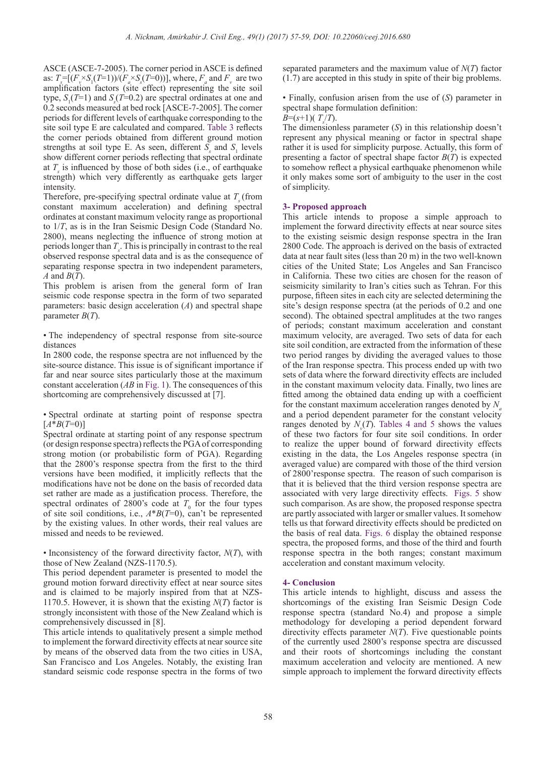ASCE (ASCE-7-2005). The corner period in ASCE is defined as: $T_s=[(F_v \times S_1(T=1))/(F_a \times S_s(T=0))]$, where, $F_a$ and $F_v$ are two amplification factors (site effect) representing the site soil type, $S_1(T=1)$ and $S_s(T=0.2)$ are spectral ordinates at one and 0.2 seconds measured at bed rock [ASCE-7-2005]. The corner periods for different levels of earthquake corresponding to the site soil type E are calculated and compared. Table 3 reflects the corner periods obtained from different ground motion strengths at soil type E. As seen, different $S_s$ and $S_1$ levels show different corner periods reflecting that spectral ordinate at $T_s$ is influenced by those of both sides (i.e., of earthquake strength) which very differently as earthquake gets larger intensity.

Therefore, pre-specifying spectral ordinate value at $T_s$ (from constant maximum acceleration) and defining spectral ordinates at constant maximum velocity range as proportional to $1/T$, as is in the Iran Seismic Design Code (Standard No. 2800), means neglecting the influence of strong motion at periods longer than $T_s$. This is principally in contrast to the real observed response spectral data and is as the consequence of separating response spectra in two independent parameters, $A$ and $B(T)$.

This problem is arisen from the general form of Iran seismic code response spectra in the form of two separated parameters: basic design acceleration ($A$) and spectral shape parameter $B(T)$.

• The independency of spectral response from site-source distances

In 2800 code, the response spectra are not influenced by the site-source distance. This issue is of significant importance if far and near source sites particularly those at the maximum constant acceleration ($AB$ in Fig. 1). The consequences of this shortcoming are comprehensively discussed at [7].

• Spectral ordinate at starting point of response spectra $[A^*B(T=0)]$

Spectral ordinate at starting point of any response spectrum (or design response spectra) reflects the PGA of corresponding strong motion (or probabilistic form of PGA). Regarding that the 2800's response spectra from the first to the third versions have been modified, it implicitly reflects that the modifications have not be done on the basis of recorded data set rather are made as a justification process. Therefore, the spectral ordinates of 2800's code at $T_0$ for the four types of site soil conditions, i.e., $A^*B(T=0)$, can't be represented by the existing values. In other words, their real values are missed and needs to be reviewed.

• Inconsistency of the forward directivity factor, $N(T)$, with those of New Zealand (NZS-1170.5).

This period dependent parameter is presented to model the ground motion forward directivity effect at near source sites and is claimed to be majorly inspired from that at NZS-1170.5. However, it is shown that the existing $N(T)$ factor is strongly inconsistent with those of the New Zealand which is comprehensively discussed in [8].

This article intends to qualitatively present a simple method to implement the forward directivity effects at near source site by means of the observed data from the two cities in USA, San Francisco and Los Angeles. Notably, the existing Iran standard seismic code response spectra in the forms of two separated parameters and the maximum value of $N(T)$ factor (1.7) are accepted in this study in spite of their big problems.

• Finally, confusion arisen from the use of ($S$) parameter in spectral shape formulation definition:

$B=(s+1)(T_s/T)$.

The dimensionless parameter ($S$) in this relationship doesn't represent any physical meaning or factor in spectral shape rather it is used for simplicity purpose. Actually, this form of presenting a factor of spectral shape factor $B(T)$ is expected to somehow reflect a physical earthquake phenomenon while it only makes some sort of ambiguity to the user in the cost of simplicity.

### 3- Proposed approach

This article intends to propose a simple approach to implement the forward directivity effects at near source sites to the existing seismic design response spectra in the Iran 2800 Code. The approach is derived on the basis of extracted data at near fault sites (less than 20 m) in the two well-known cities of the United State; Los Angeles and San Francisco in California. These two cities are chosen for the reason of seismicity similarity to Iran's cities such as Tehran. For this purpose, fifteen sites in each city are selected determining the site's design response spectra (at the periods of 0.2 and one second). The obtained spectral amplitudes at the two ranges of periods; constant maximum acceleration and constant maximum velocity, are averaged. Two sets of data for each site soil condition, are extracted from the information of these two period ranges by dividing the averaged values to those of the Iran response spectra. This process ended up with two sets of data where the forward directivity effects are included in the constant maximum velocity data. Finally, two lines are fitted among the obtained data ending up with a coefficient for the constant maximum acceleration ranges denoted by $N_a$ and a period dependent parameter for the constant velocity ranges denoted by $N_v(T)$. Tables 4 and 5 shows the values of these two factors for four site soil conditions. In order to realize the upper bound of forward directivity effects existing in the data, the Los Angeles response spectra (in averaged value) are compared with those of the third version of 2800'response spectra. The reason of such comparison is that it is believed that the third version response spectra are associated with very large directivity effects. Figs. 5 show such comparison. As are show, the proposed response spectra are partly associated with larger or smaller values. It somehow tells us that forward directivity effects should be predicted on the basis of real data. Figs. 6 display the obtained response spectra, the proposed forms, and those of the third and fourth response spectra in the both ranges; constant maximum acceleration and constant maximum velocity.

### 4- Conclusion

This article intends to highlight, discuss and assess the shortcomings of the existing Iran Seismic Design Code response spectra (standard No.4) and propose a simple methodology for developing a period dependent forward directivity effects parameter $N(T)$. Five questionable points of the currently used 2800's response spectra are discussed and their roots of shortcomings including the constant maximum acceleration and velocity are mentioned. A new simple approach to implement the forward directivity effects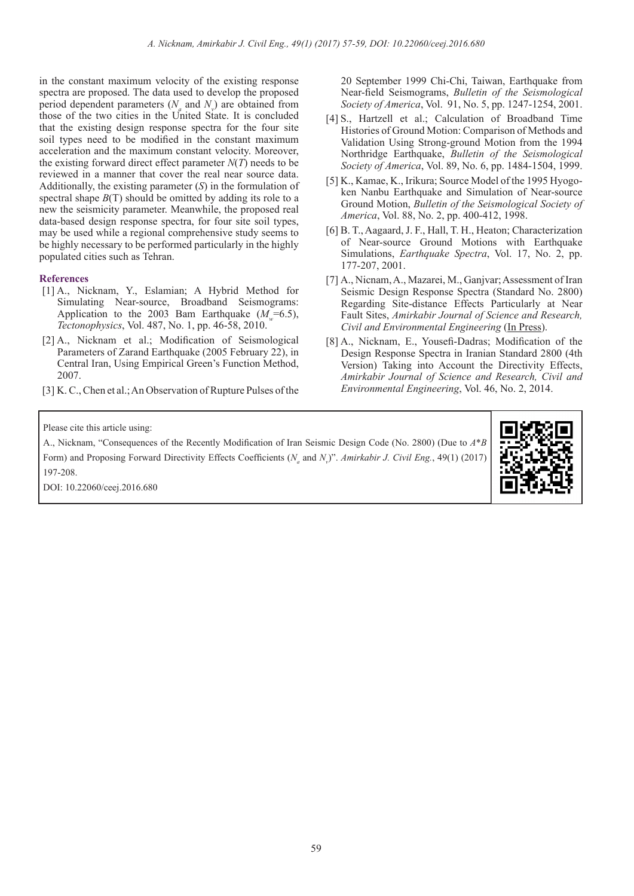in the constant maximum velocity of the existing response spectra are proposed. The data used to develop the proposed period dependent parameters ($N_a$ and $N_v$) are obtained from those of the two cities in the United State. It is concluded that the existing design response spectra for the four site soil types need to be modified in the constant maximum acceleration and the maximum constant velocity. Moreover, the existing forward direct effect parameter $N(T)$ needs to be reviewed in a manner that cover the real near source data. Additionally, the existing parameter ($S$) in the formulation of spectral shape $B$(T) should be omitted by adding its role to a new the seismicity parameter. Meanwhile, the proposed real data-based design response spectra, for four site soil types, may be used while a regional comprehensive study seems to be highly necessary to be performed particularly in the highly populated cities such as Tehran.

## References

[1] A., Nicknam, Y., Eslamian; A Hybrid Method for Simulating Near-source, Broadband Seismograms: Application to the 2003 Bam Earthquake ($M_w$=6.5), *Tectonophysics*, Vol. 487, No. 1, pp. 46-58, 2010.

[2] A., Nicknam et al.; Modification of Seismological Parameters of Zarand Earthquake (2005 February 22), in Central Iran, Using Empirical Green's Function Method, 2007.

[3] K. C., Chen et al.; An Observation of Rupture Pulses of the 20 September 1999 Chi-Chi, Taiwan, Earthquake from Near-field Seismograms, *Bulletin of the Seismological Society of America*, Vol. 91, No. 5, pp. 1247-1254, 2001.

[4] S., Hartzell et al.; Calculation of Broadband Time Histories of Ground Motion: Comparison of Methods and Validation Using Strong-ground Motion from the 1994 Northridge Earthquake, *Bulletin of the Seismological Society of America*, Vol. 89, No. 6, pp. 1484-1504, 1999.

[5] K., Kamae, K., Irikura; Source Model of the 1995 Hyogo-ken Nanbu Earthquake and Simulation of Near-source Ground Motion, *Bulletin of the Seismological Society of America*, Vol. 88, No. 2, pp. 400-412, 1998.

[6] B. T., Aagaard, J. F., Hall, T. H., Heaton; Characterization of Near-source Ground Motions with Earthquake Simulations, *Earthquake Spectra*, Vol. 17, No. 2, pp. 177-207, 2001.

[7] A., Nicnam, A., Mazarei, M., Ganjvar; Assessment of Iran Seismic Design Response Spectra (Standard No. 2800) Regarding Site-distance Effects Particularly at Near Fault Sites, *Amirkabir Journal of Science and Research, Civil and Environmental Engineering* (In Press).

[8] A., Nicknam, E., Yousefi-Dadras; Modification of the Design Response Spectra in Iranian Standard 2800 (4th Version) Taking into Account the Directivity Effects, *Amirkabir Journal of Science and Research, Civil and Environmental Engineering*, Vol. 46, No. 2, 2014.

Please cite this article using:

A., Nicknam, "Consequences of the Recently Modification of Iran Seismic Design Code (No. 2800) (Due to $A*B$ Form) and Proposing Forward Directivity Effects Coefficients ($N_a$ and $N_v$)". *Amirkabir J. Civil Eng.*, 49(1) (2017) 197-208.

DOI: 10.22060/ceej.2016.680